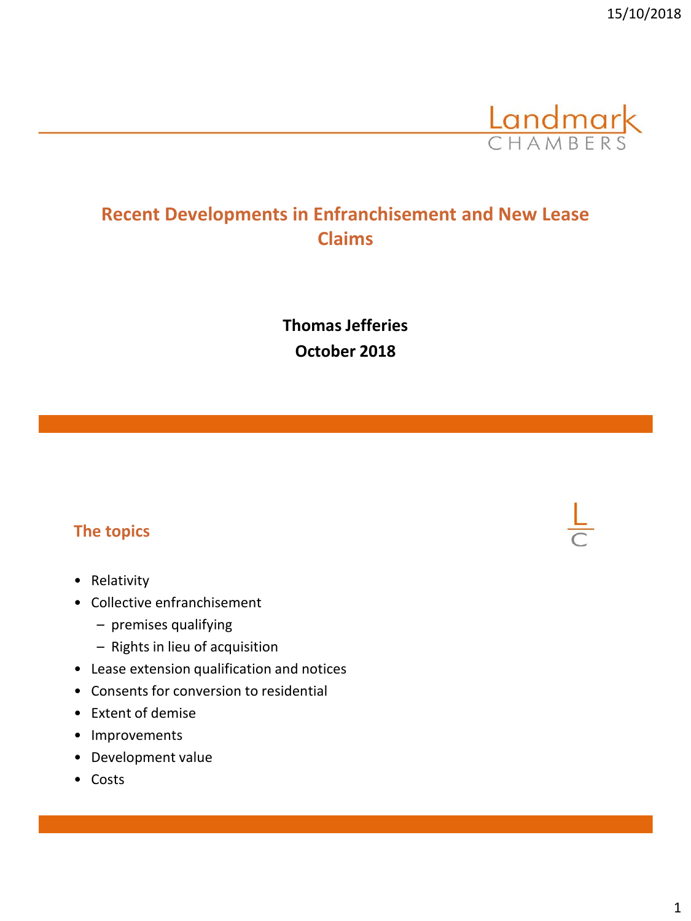Landmark CHAMBERS

# Recent Developments in Enfranchisement and New Lease Claims

**Thomas Jefferies**
**October 2018**

## The topics

- Relativity
- Collective enfranchisement
  - premises qualifying
  - Rights in lieu of acquisition
- Lease extension qualification and notices
- Consents for conversion to residential
- Extent of demise
- Improvements
- Development value
- Costs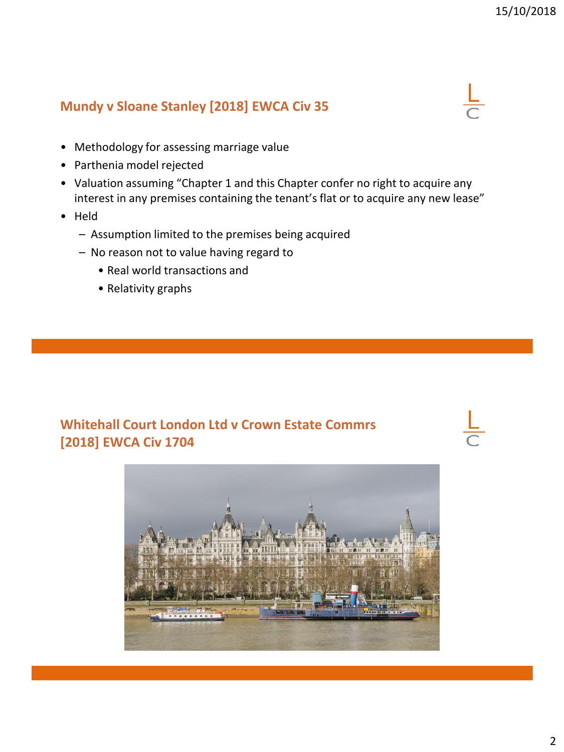## Mundy v Sloane Stanley [2018] EWCA Civ 35

- Methodology for assessing marriage value
- Parthenia model rejected
- Valuation assuming "Chapter 1 and this Chapter confer no right to acquire any interest in any premises containing the tenant's flat or to acquire any new lease"
- Held
  - Assumption limited to the premises being acquired
  - No reason not to value having regard to
    - Real world transactions and
    - Relativity graphs

## Whitehall Court London Ltd v Crown Estate Commrs [2018] EWCA Civ 1704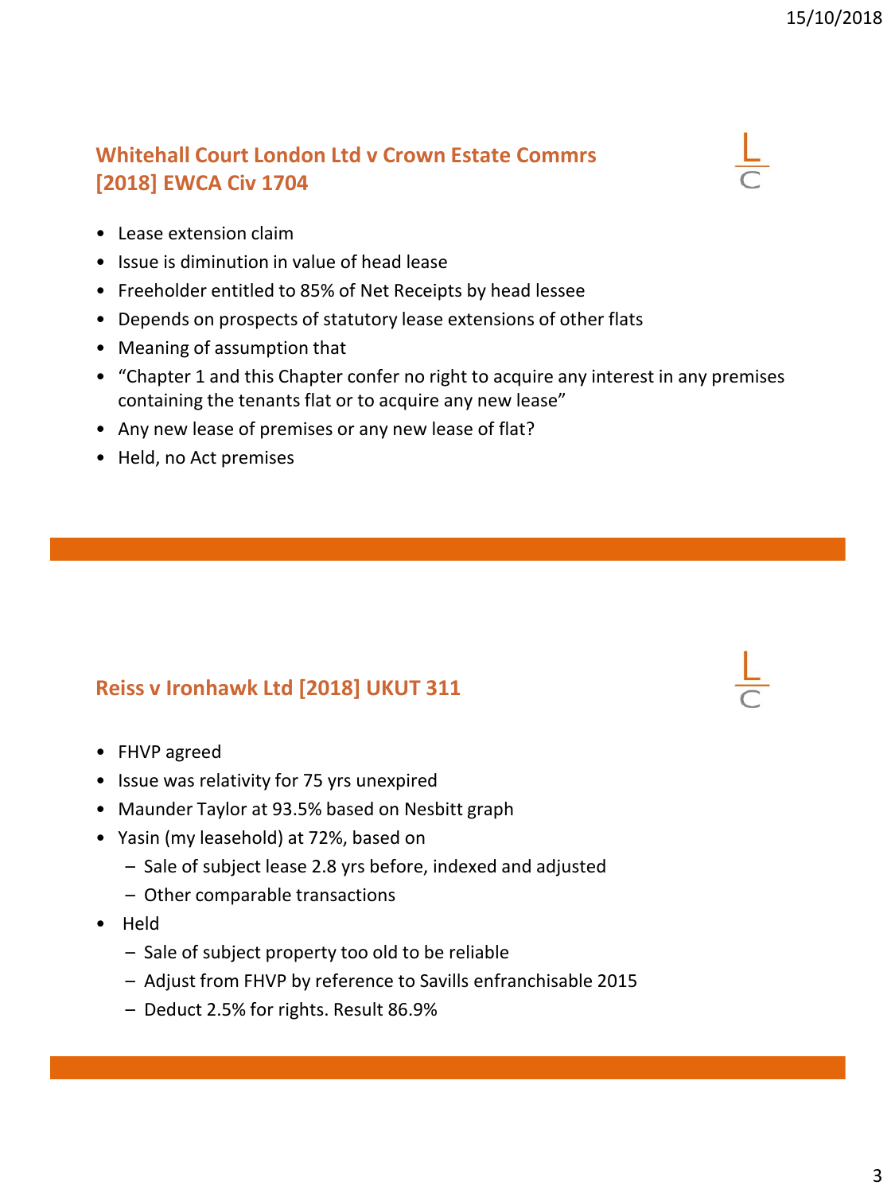## Whitehall Court London Ltd v Crown Estate Commrs [2018] EWCA Civ 1704

- Lease extension claim
- Issue is diminution in value of head lease
- Freeholder entitled to 85% of Net Receipts by head lessee
- Depends on prospects of statutory lease extensions of other flats
- Meaning of assumption that
- "Chapter 1 and this Chapter confer no right to acquire any interest in any premises containing the tenants flat or to acquire any new lease"
- Any new lease of premises or any new lease of flat?
- Held, no Act premises

## Reiss v Ironhawk Ltd [2018] UKUT 311

- FHVP agreed
- Issue was relativity for 75 yrs unexpired
- Maunder Taylor at 93.5% based on Nesbitt graph
- Yasin (my leasehold) at 72%, based on
  - Sale of subject lease 2.8 yrs before, indexed and adjusted
  - Other comparable transactions
- Held
  - Sale of subject property too old to be reliable
  - Adjust from FHVP by reference to Savills enfranchisable 2015
  - Deduct 2.5% for rights. Result 86.9%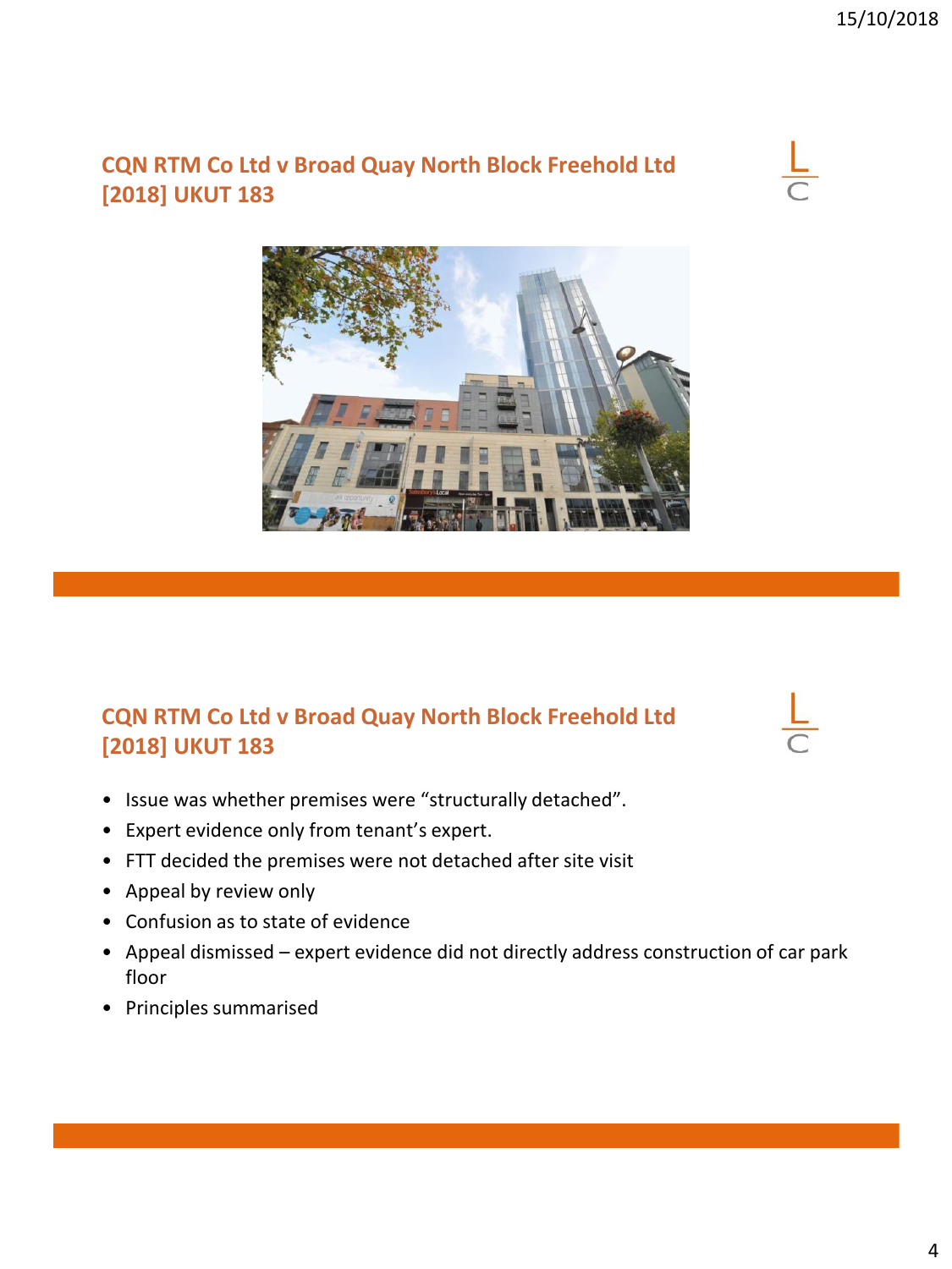## CQN RTM Co Ltd v Broad Quay North Block Freehold Ltd [2018] UKUT 183

## CQN RTM Co Ltd v Broad Quay North Block Freehold Ltd [2018] UKUT 183

- Issue was whether premises were "structurally detached".
- Expert evidence only from tenant's expert.
- FTT decided the premises were not detached after site visit
- Appeal by review only
- Confusion as to state of evidence
- Appeal dismissed – expert evidence did not directly address construction of car park floor
- Principles summarised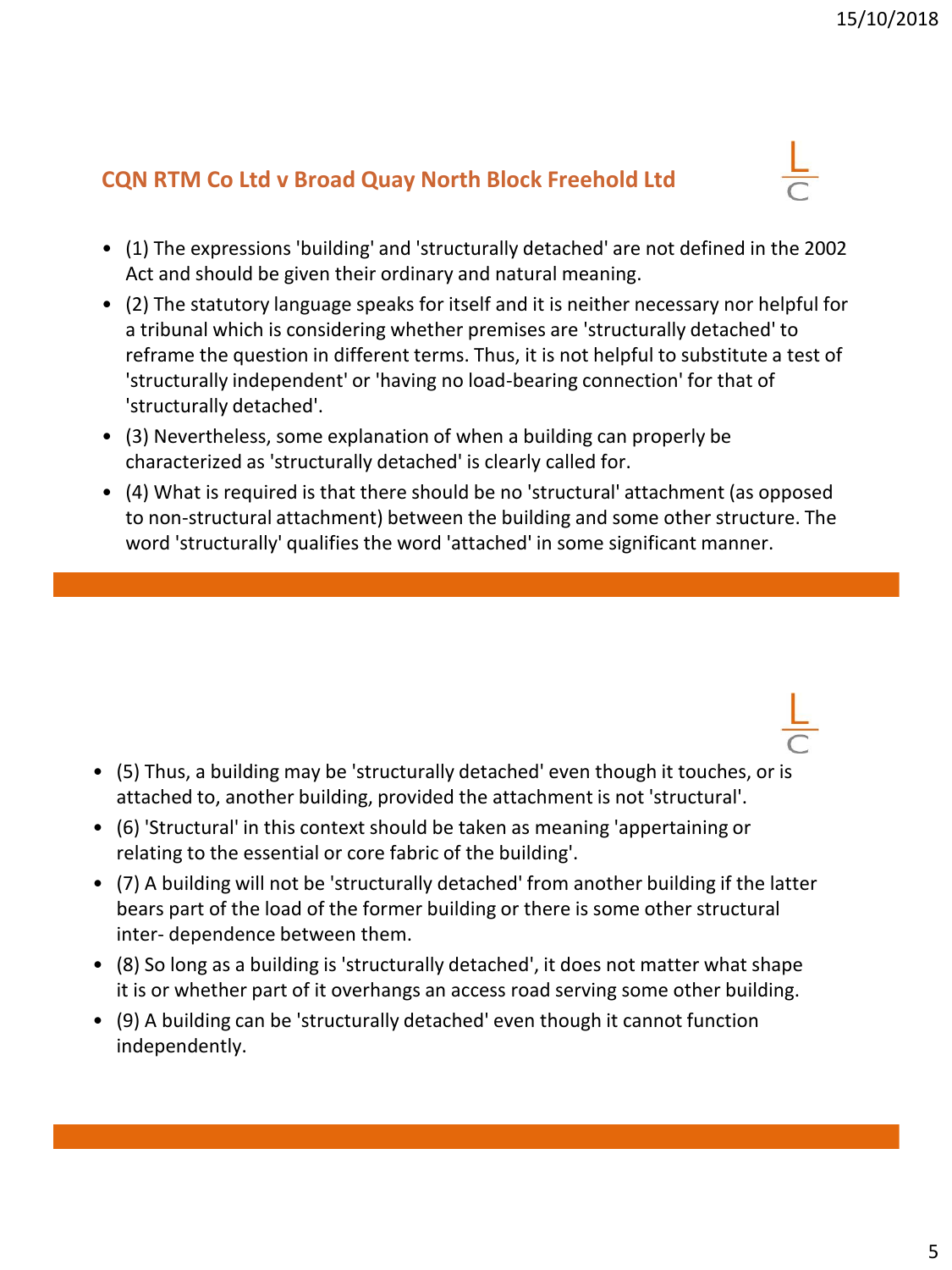## CQN RTM Co Ltd v Broad Quay North Block Freehold Ltd

- (1) The expressions 'building' and 'structurally detached' are not defined in the 2002 Act and should be given their ordinary and natural meaning.
- (2) The statutory language speaks for itself and it is neither necessary nor helpful for a tribunal which is considering whether premises are 'structurally detached' to reframe the question in different terms. Thus, it is not helpful to substitute a test of 'structurally independent' or 'having no load-bearing connection' for that of 'structurally detached'.
- (3) Nevertheless, some explanation of when a building can properly be characterized as 'structurally detached' is clearly called for.
- (4) What is required is that there should be no 'structural' attachment (as opposed to non-structural attachment) between the building and some other structure. The word 'structurally' qualifies the word 'attached' in some significant manner.

- (5) Thus, a building may be 'structurally detached' even though it touches, or is attached to, another building, provided the attachment is not 'structural'.
- (6) 'Structural' in this context should be taken as meaning 'appertaining or relating to the essential or core fabric of the building'.
- (7) A building will not be 'structurally detached' from another building if the latter bears part of the load of the former building or there is some other structural inter- dependence between them.
- (8) So long as a building is 'structurally detached', it does not matter what shape it is or whether part of it overhangs an access road serving some other building.
- (9) A building can be 'structurally detached' even though it cannot function independently.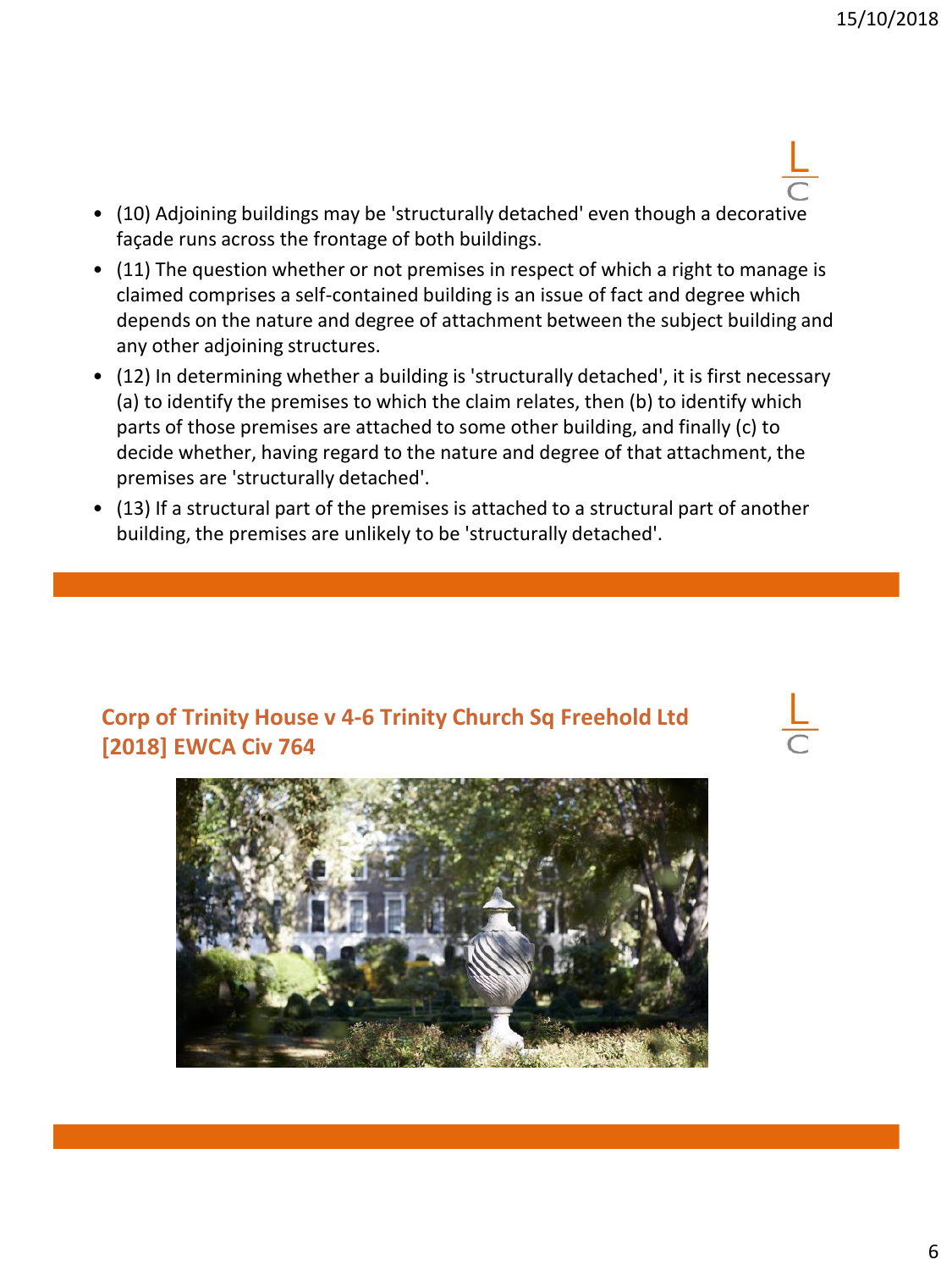- (10) Adjoining buildings may be 'structurally detached' even though a decorative façade runs across the frontage of both buildings.
- (11) The question whether or not premises in respect of which a right to manage is claimed comprises a self-contained building is an issue of fact and degree which depends on the nature and degree of attachment between the subject building and any other adjoining structures.
- (12) In determining whether a building is 'structurally detached', it is first necessary (a) to identify the premises to which the claim relates, then (b) to identify which parts of those premises are attached to some other building, and finally (c) to decide whether, having regard to the nature and degree of that attachment, the premises are 'structurally detached'.
- (13) If a structural part of the premises is attached to a structural part of another building, the premises are unlikely to be 'structurally detached'.

## Corp of Trinity House v 4-6 Trinity Church Sq Freehold Ltd [2018] EWCA Civ 764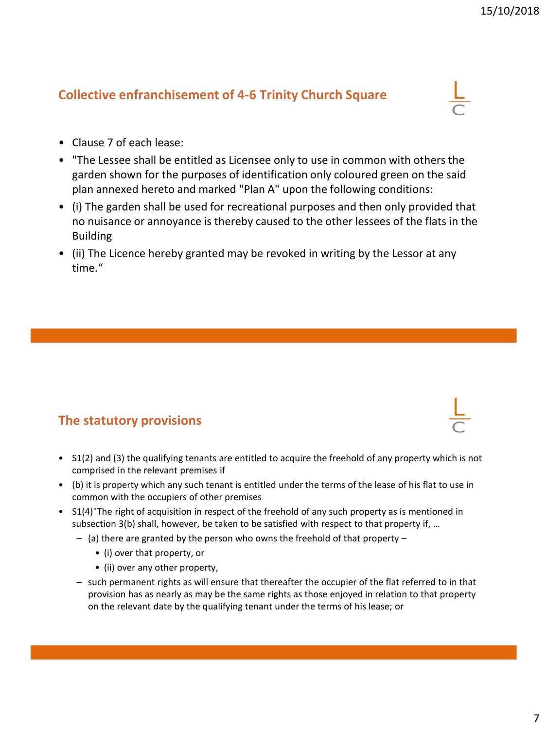## Collective enfranchisement of 4-6 Trinity Church Square

- Clause 7 of each lease:
- "The Lessee shall be entitled as Licensee only to use in common with others the garden shown for the purposes of identification only coloured green on the said plan annexed hereto and marked "Plan A" upon the following conditions:
- (i) The garden shall be used for recreational purposes and then only provided that no nuisance or annoyance is thereby caused to the other lessees of the flats in the Building
- (ii) The Licence hereby granted may be revoked in writing by the Lessor at any time."

## The statutory provisions

- S1(2) and (3) the qualifying tenants are entitled to acquire the freehold of any property which is not comprised in the relevant premises if
- (b) it is property which any such tenant is entitled under the terms of the lease of his flat to use in common with the occupiers of other premises
- S1(4)"The right of acquisition in respect of the freehold of any such property as is mentioned in subsection 3(b) shall, however, be taken to be satisfied with respect to that property if, …
  - (a) there are granted by the person who owns the freehold of that property –
    - (i) over that property, or
    - (ii) over any other property,
  - such permanent rights as will ensure that thereafter the occupier of the flat referred to in that provision has as nearly as may be the same rights as those enjoyed in relation to that property on the relevant date by the qualifying tenant under the terms of his lease; or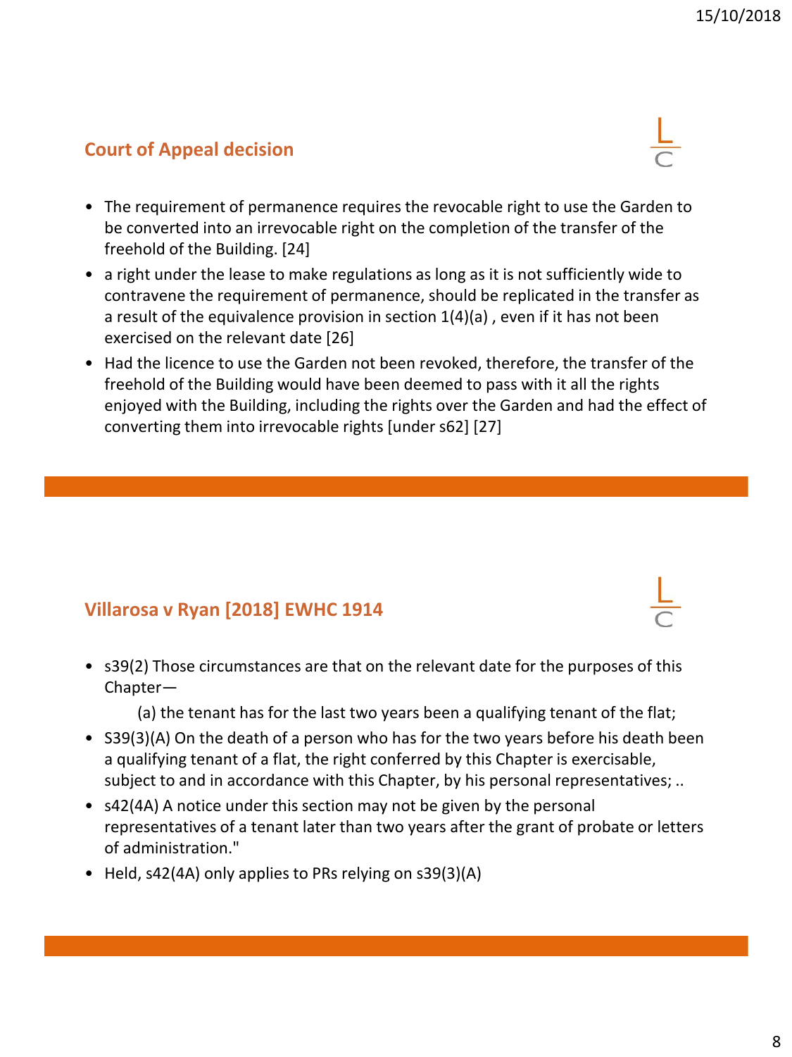## Court of Appeal decision

- The requirement of permanence requires the revocable right to use the Garden to be converted into an irrevocable right on the completion of the transfer of the freehold of the Building. [24]
- a right under the lease to make regulations as long as it is not sufficiently wide to contravene the requirement of permanence, should be replicated in the transfer as a result of the equivalence provision in section 1(4)(a) , even if it has not been exercised on the relevant date [26]
- Had the licence to use the Garden not been revoked, therefore, the transfer of the freehold of the Building would have been deemed to pass with it all the rights enjoyed with the Building, including the rights over the Garden and had the effect of converting them into irrevocable rights [under s62] [27]

## Villarosa v Ryan [2018] EWHC 1914

- s39(2) Those circumstances are that on the relevant date for the purposes of this Chapter—

  (a) the tenant has for the last two years been a qualifying tenant of the flat;
- S39(3)(A) On the death of a person who has for the two years before his death been a qualifying tenant of a flat, the right conferred by this Chapter is exercisable, subject to and in accordance with this Chapter, by his personal representatives; ..
- s42(4A) A notice under this section may not be given by the personal representatives of a tenant later than two years after the grant of probate or letters of administration."
- Held, s42(4A) only applies to PRs relying on s39(3)(A)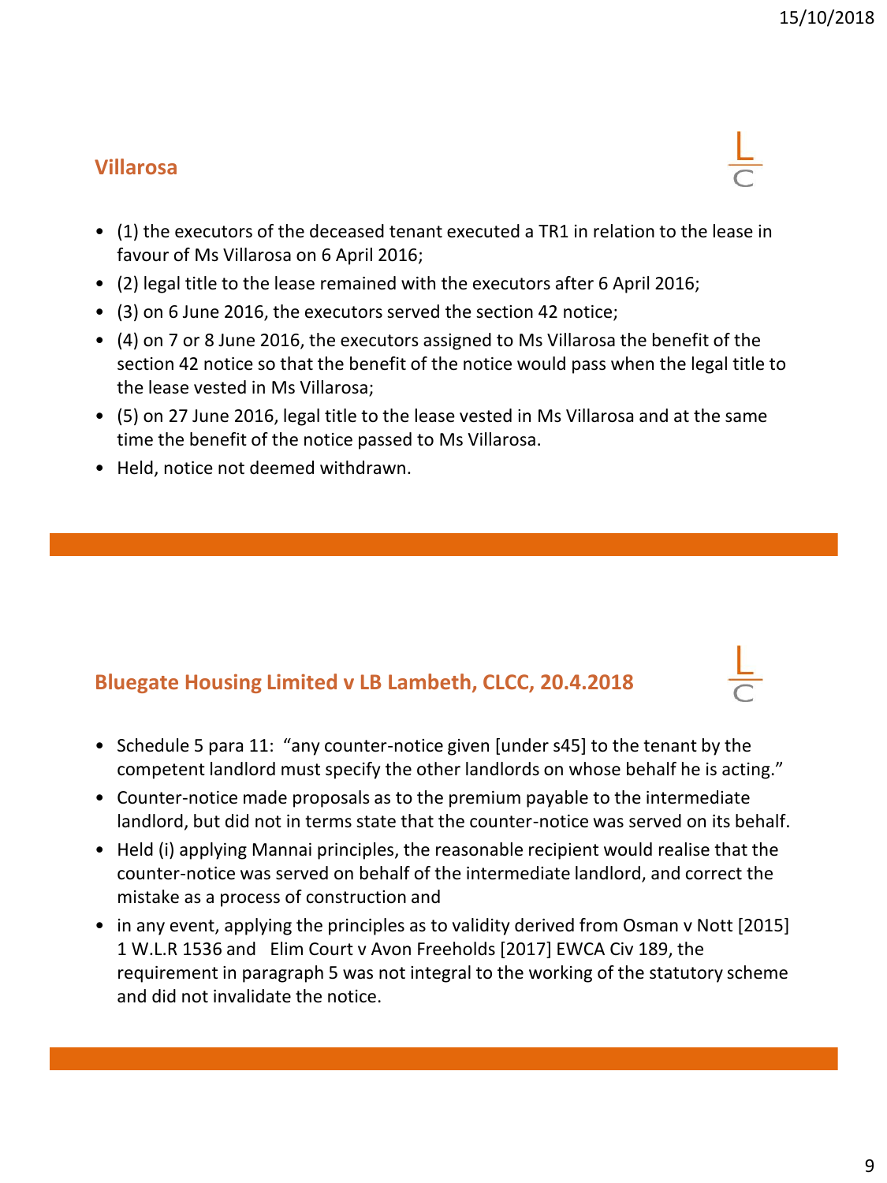## Villarosa

- (1) the executors of the deceased tenant executed a TR1 in relation to the lease in favour of Ms Villarosa on 6 April 2016;
- (2) legal title to the lease remained with the executors after 6 April 2016;
- (3) on 6 June 2016, the executors served the section 42 notice;
- (4) on 7 or 8 June 2016, the executors assigned to Ms Villarosa the benefit of the section 42 notice so that the benefit of the notice would pass when the legal title to the lease vested in Ms Villarosa;
- (5) on 27 June 2016, legal title to the lease vested in Ms Villarosa and at the same time the benefit of the notice passed to Ms Villarosa.
- Held, notice not deemed withdrawn.

## Bluegate Housing Limited v LB Lambeth, CLCC, 20.4.2018

- Schedule 5 para 11: "any counter-notice given [under s45] to the tenant by the competent landlord must specify the other landlords on whose behalf he is acting."
- Counter-notice made proposals as to the premium payable to the intermediate landlord, but did not in terms state that the counter-notice was served on its behalf.
- Held (i) applying Mannai principles, the reasonable recipient would realise that the counter-notice was served on behalf of the intermediate landlord, and correct the mistake as a process of construction and
- in any event, applying the principles as to validity derived from Osman v Nott [2015] 1 W.L.R 1536 and Elim Court v Avon Freeholds [2017] EWCA Civ 189, the requirement in paragraph 5 was not integral to the working of the statutory scheme and did not invalidate the notice.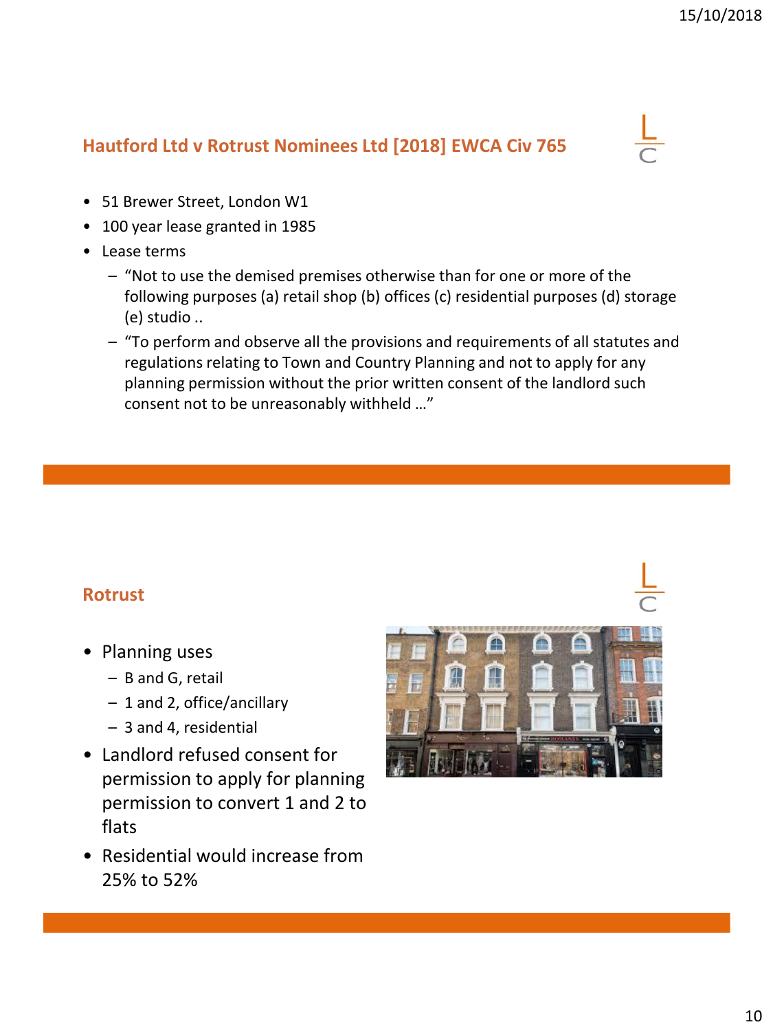## Hautford Ltd v Rotrust Nominees Ltd [2018] EWCA Civ 765

- 51 Brewer Street, London W1
- 100 year lease granted in 1985
- Lease terms
  - "Not to use the demised premises otherwise than for one or more of the following purposes (a) retail shop (b) offices (c) residential purposes (d) storage (e) studio ..
  - "To perform and observe all the provisions and requirements of all statutes and regulations relating to Town and Country Planning and not to apply for any planning permission without the prior written consent of the landlord such consent not to be unreasonably withheld …"

## Rotrust

- Planning uses
  - B and G, retail
  - 1 and 2, office/ancillary
  - 3 and 4, residential
- Landlord refused consent for permission to apply for planning permission to convert 1 and 2 to flats
- Residential would increase from 25% to 52%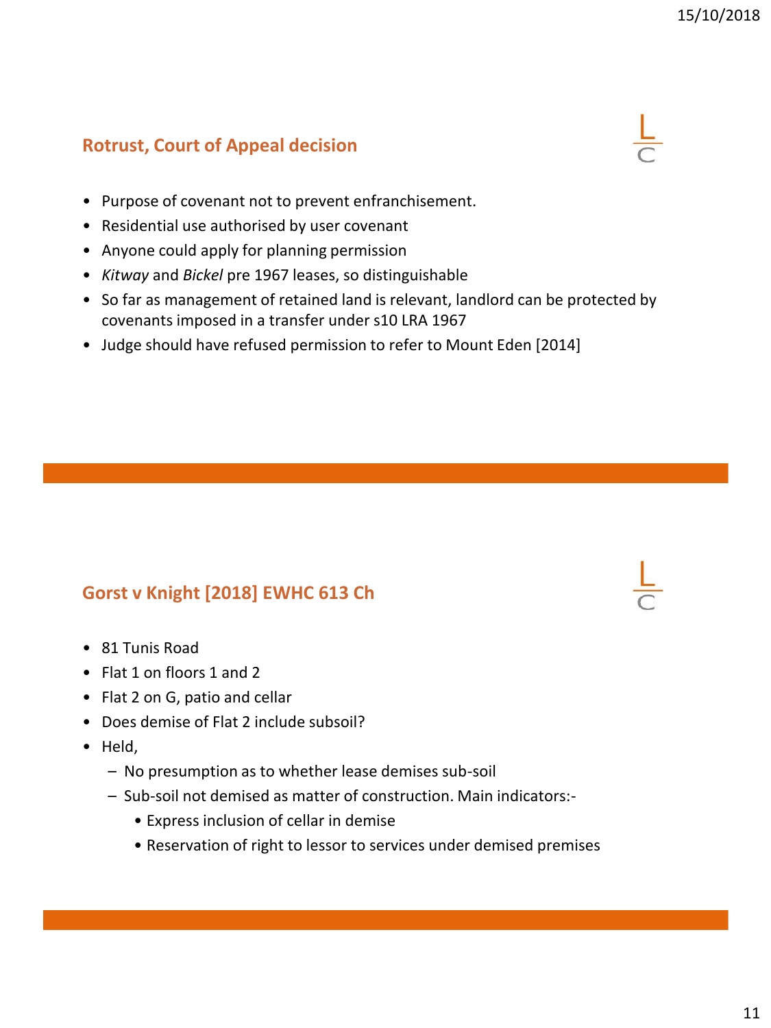## Rotrust, Court of Appeal decision

- Purpose of covenant not to prevent enfranchisement.
- Residential use authorised by user covenant
- Anyone could apply for planning permission
- *Kitway* and *Bickel* pre 1967 leases, so distinguishable
- So far as management of retained land is relevant, landlord can be protected by covenants imposed in a transfer under s10 LRA 1967
- Judge should have refused permission to refer to Mount Eden [2014]

## Gorst v Knight [2018] EWHC 613 Ch

- 81 Tunis Road
- Flat 1 on floors 1 and 2
- Flat 2 on G, patio and cellar
- Does demise of Flat 2 include subsoil?
- Held,
  - No presumption as to whether lease demises sub-soil
  - Sub-soil not demised as matter of construction. Main indicators:-
    - Express inclusion of cellar in demise
    - Reservation of right to lessor to services under demised premises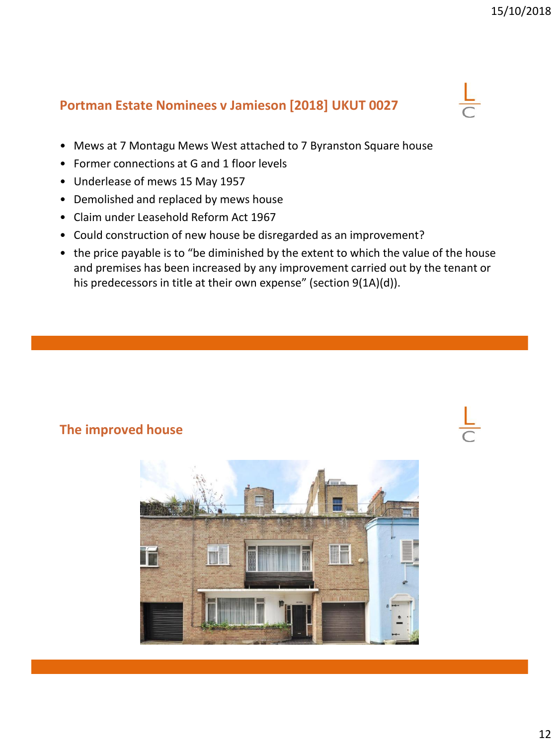## Portman Estate Nominees v Jamieson [2018] UKUT 0027

- Mews at 7 Montagu Mews West attached to 7 Byranston Square house
- Former connections at G and 1 floor levels
- Underlease of mews 15 May 1957
- Demolished and replaced by mews house
- Claim under Leasehold Reform Act 1967
- Could construction of new house be disregarded as an improvement?
- the price payable is to "be diminished by the extent to which the value of the house and premises has been increased by any improvement carried out by the tenant or his predecessors in title at their own expense" (section 9(1A)(d)).

## The improved house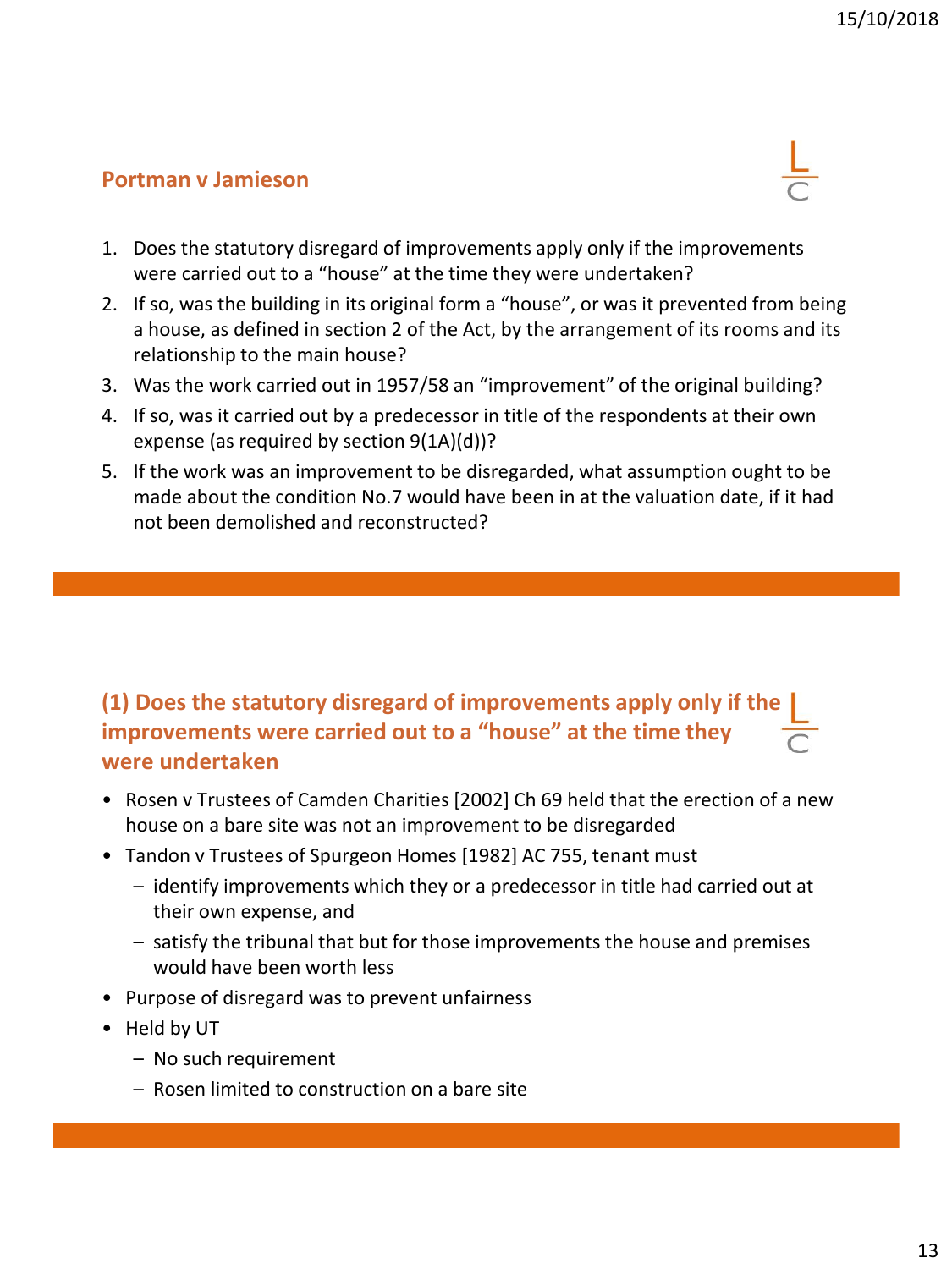## Portman v Jamieson

1. Does the statutory disregard of improvements apply only if the improvements were carried out to a "house" at the time they were undertaken?
2. If so, was the building in its original form a "house", or was it prevented from being a house, as defined in section 2 of the Act, by the arrangement of its rooms and its relationship to the main house?
3. Was the work carried out in 1957/58 an "improvement" of the original building?
4. If so, was it carried out by a predecessor in title of the respondents at their own expense (as required by section 9(1A)(d))?
5. If the work was an improvement to be disregarded, what assumption ought to be made about the condition No.7 would have been in at the valuation date, if it had not been demolished and reconstructed?

## (1) Does the statutory disregard of improvements apply only if the improvements were carried out to a "house" at the time they were undertaken

- Rosen v Trustees of Camden Charities [2002] Ch 69 held that the erection of a new house on a bare site was not an improvement to be disregarded
- Tandon v Trustees of Spurgeon Homes [1982] AC 755, tenant must
  - identify improvements which they or a predecessor in title had carried out at their own expense, and
  - satisfy the tribunal that but for those improvements the house and premises would have been worth less
- Purpose of disregard was to prevent unfairness
- Held by UT
  - No such requirement
  - Rosen limited to construction on a bare site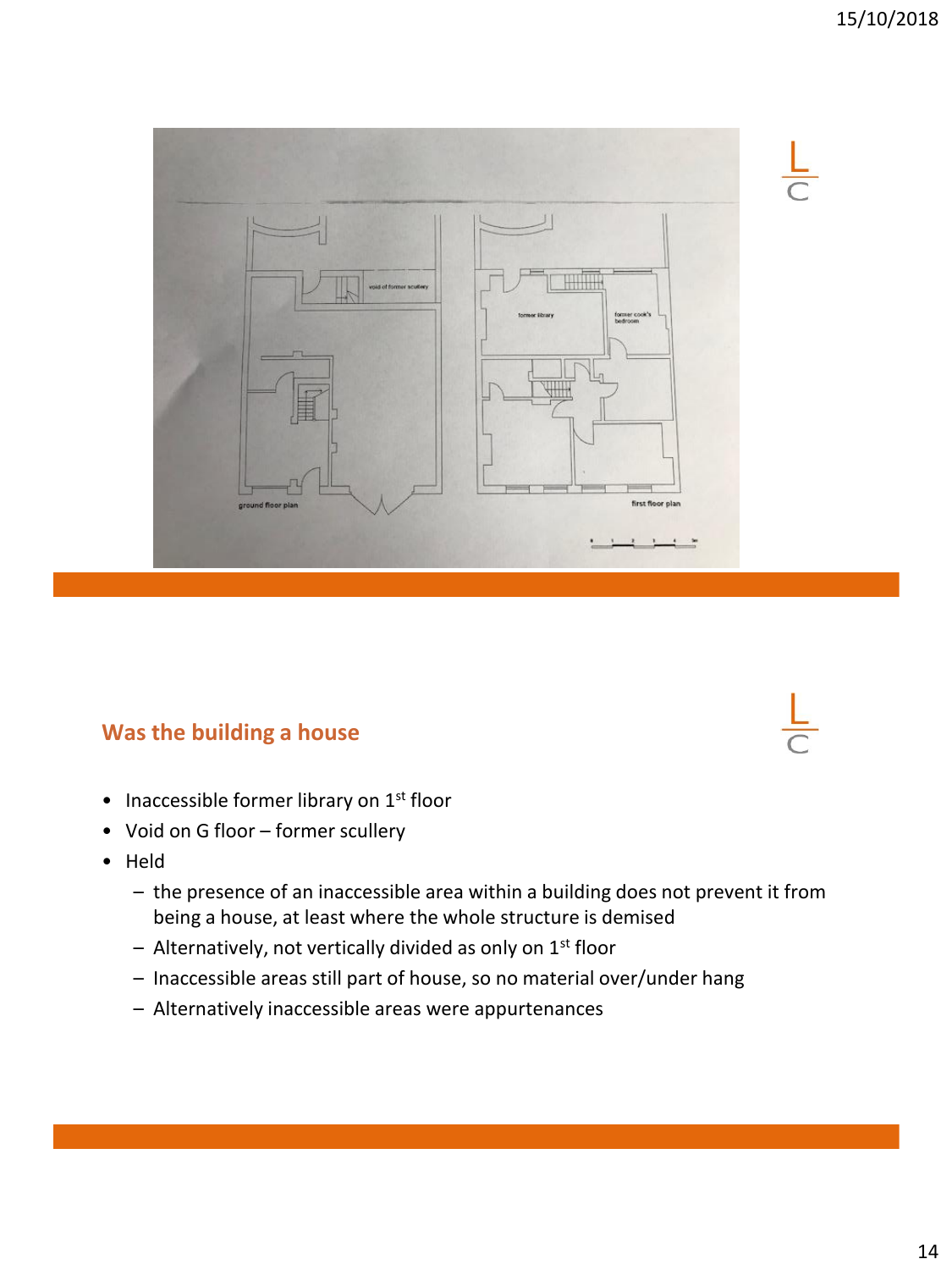## Was the building a house

- Inaccessible former library on 1st floor
- Void on G floor – former scullery
- Held
  - the presence of an inaccessible area within a building does not prevent it from being a house, at least where the whole structure is demised
  - Alternatively, not vertically divided as only on 1st floor
  - Inaccessible areas still part of house, so no material over/under hang
  - Alternatively inaccessible areas were appurtenances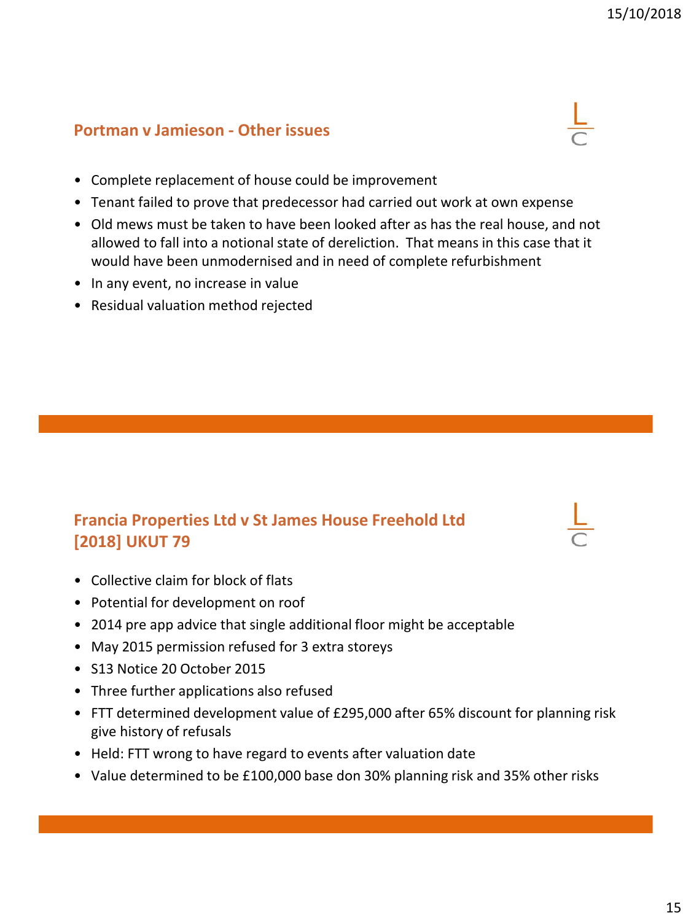## Portman v Jamieson - Other issues

- Complete replacement of house could be improvement
- Tenant failed to prove that predecessor had carried out work at own expense
- Old mews must be taken to have been looked after as has the real house, and not allowed to fall into a notional state of dereliction. That means in this case that it would have been unmodernised and in need of complete refurbishment
- In any event, no increase in value
- Residual valuation method rejected

## Francia Properties Ltd v St James House Freehold Ltd [2018] UKUT 79

- Collective claim for block of flats
- Potential for development on roof
- 2014 pre app advice that single additional floor might be acceptable
- May 2015 permission refused for 3 extra storeys
- S13 Notice 20 October 2015
- Three further applications also refused
- FTT determined development value of £295,000 after 65% discount for planning risk give history of refusals
- Held: FTT wrong to have regard to events after valuation date
- Value determined to be £100,000 base don 30% planning risk and 35% other risks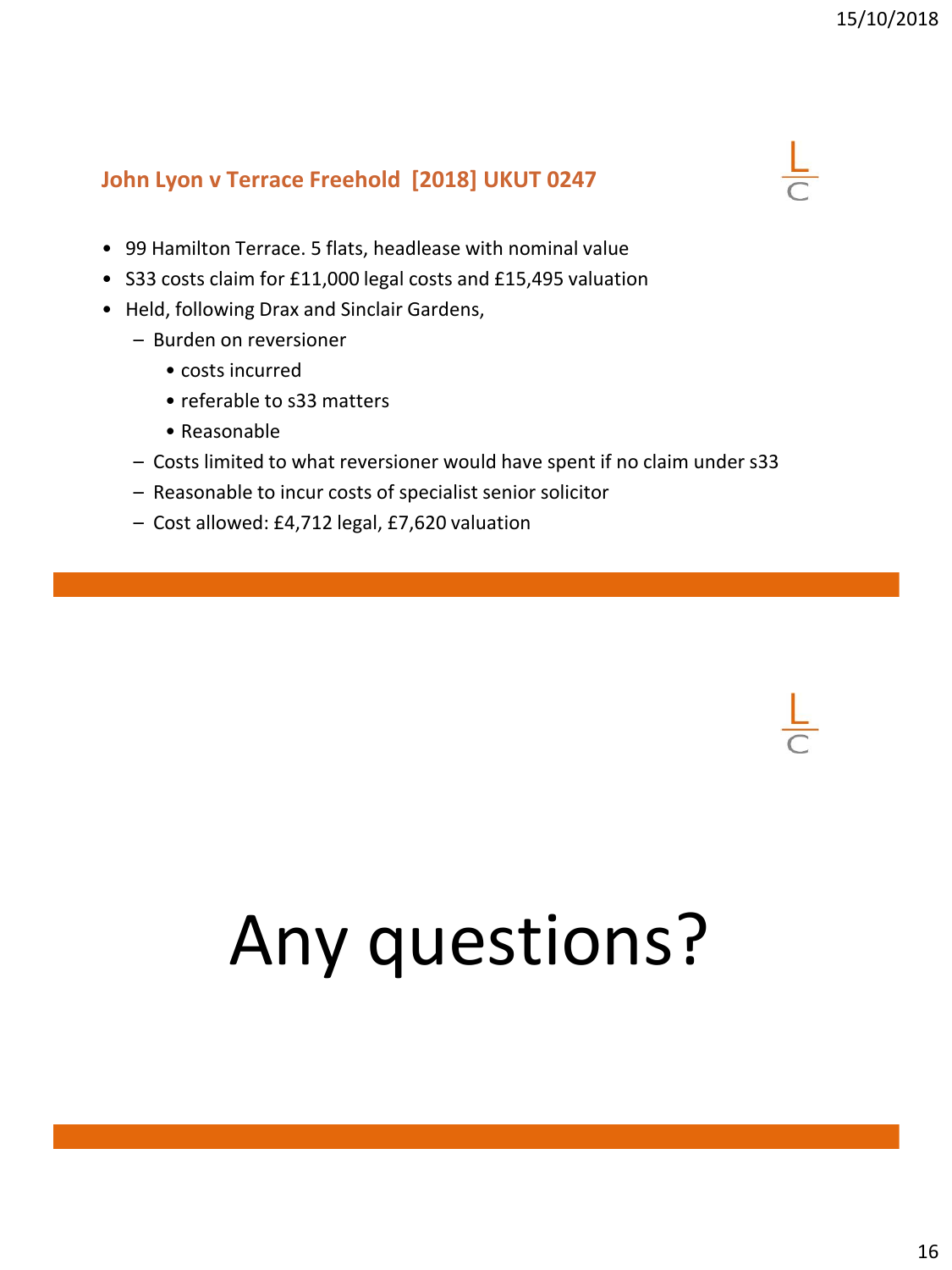## John Lyon v Terrace Freehold [2018] UKUT 0247

- 99 Hamilton Terrace. 5 flats, headlease with nominal value
- S33 costs claim for £11,000 legal costs and £15,495 valuation
- Held, following Drax and Sinclair Gardens,
  - Burden on reversioner
    - costs incurred
    - referable to s33 matters
    - Reasonable
  - Costs limited to what reversioner would have spent if no claim under s33
  - Reasonable to incur costs of specialist senior solicitor
  - Cost allowed: £4,712 legal, £7,620 valuation

# Any questions?